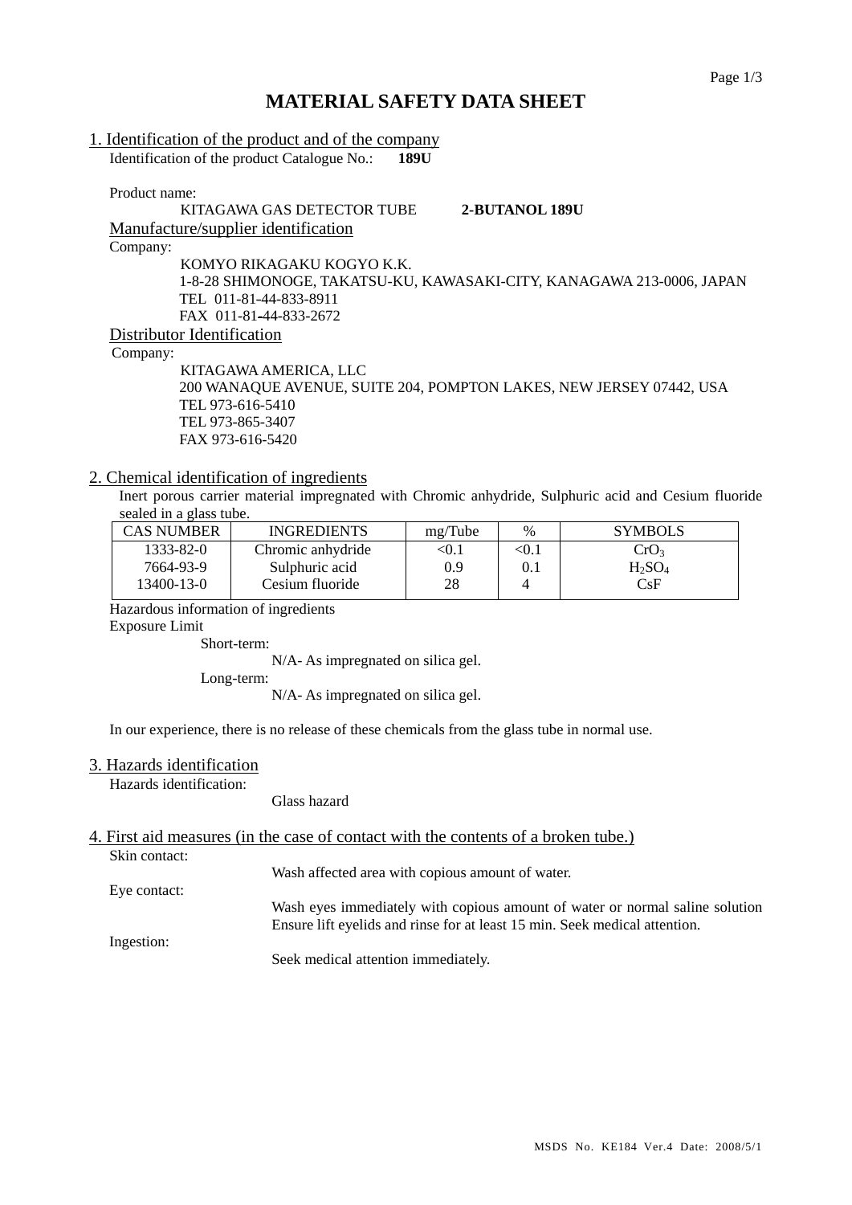# MATERIAL SAFETY DATA SHEET

## 1. Identification of the product and of the company

Identification of the product Catalogue No.: **189U**

Product name:

KITAGAWA GAS DETECTOR TUBE **2-BUTANOL 189U**

### Manufacture/supplier identification

Company:

KOMYO RIKAGAKU KOGYO K.K.
1-8-28 SHIMONOGE, TAKATSU-KU, KAWASAKI-CITY, KANAGAWA 213-0006, JAPAN
TEL 011-81-44-833-8911
FAX 011-81-44-833-2672

### Distributor Identification

Company:

KITAGAWA AMERICA, LLC
200 WANAQUE AVENUE, SUITE 204, POMPTON LAKES, NEW JERSEY 07442, USA
TEL 973-616-5410
TEL 973-865-3407
FAX 973-616-5420

## 2. Chemical identification of ingredients

Inert porous carrier material impregnated with Chromic anhydride, Sulphuric acid and Cesium fluoride sealed in a glass tube.

| CAS NUMBER | INGREDIENTS | mg/Tube | % | SYMBOLS |
|---|---|---|---|---|
| 1333-82-0 | Chromic anhydride | <0.1 | <0.1 | $CrO_3$ |
| 7664-93-9 | Sulphuric acid | 0.9 | 0.1 | $H_2SO_4$ |
| 13400-13-0 | Cesium fluoride | 28 | 4 | CsF |

Hazardous information of ingredients

Exposure Limit

Short-term:

N/A- As impregnated on silica gel.

Long-term:

N/A- As impregnated on silica gel.

In our experience, there is no release of these chemicals from the glass tube in normal use.

## 3. Hazards identification

Hazards identification:

Glass hazard

## 4. First aid measures (in the case of contact with the contents of a broken tube.)

Skin contact:

Wash affected area with copious amount of water.

Eye contact:

Wash eyes immediately with copious amount of water or normal saline solution Ensure lift eyelids and rinse for at least 15 min. Seek medical attention.

Ingestion:

Seek medical attention immediately.

MSDS No. KE184 Ver.4 Date: 2008/5/1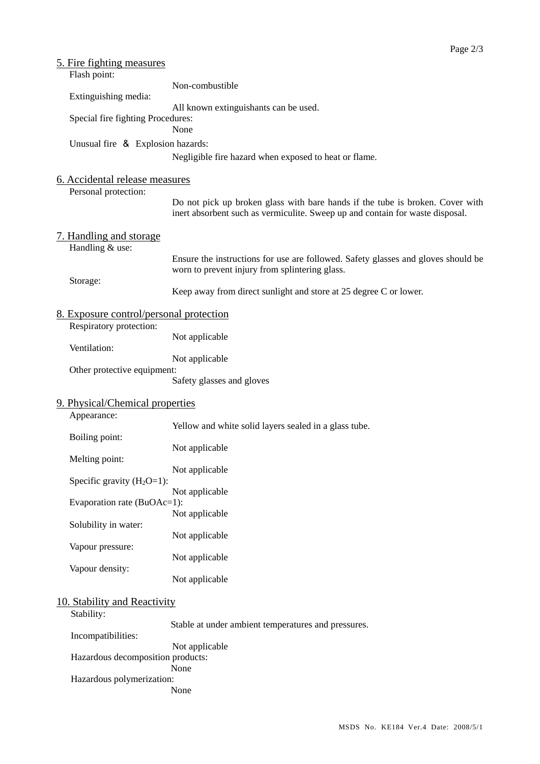## 5. Fire fighting measures

Flash point:

Non-combustible

Extinguishing media:

All known extinguishants can be used.

Special fire fighting Procedures:

None

Unusual fire ＆ Explosion hazards:

Negligible fire hazard when exposed to heat or flame.

## 6. Accidental release measures

Personal protection:

Do not pick up broken glass with bare hands if the tube is broken. Cover with inert absorbent such as vermiculite. Sweep up and contain for waste disposal.

## 7. Handling and storage

Handling & use:

Ensure the instructions for use are followed. Safety glasses and gloves should be worn to prevent injury from splintering glass.

Storage:

Keep away from direct sunlight and store at 25 degree C or lower.

## 8. Exposure control/personal protection

Respiratory protection:

Not applicable

Ventilation:

Not applicable

Other protective equipment:

Safety glasses and gloves

## 9. Physical/Chemical properties

Appearance:

Yellow and white solid layers sealed in a glass tube.

Boiling point:

Not applicable

Melting point:

Not applicable

Specific gravity ($H_2O$=1):

Not applicable

Evaporation rate (BuOAc=1):

Not applicable

Solubility in water:

Not applicable

Vapour pressure:

Not applicable

Vapour density:

Not applicable

## 10. Stability and Reactivity

Stability:

Stable at under ambient temperatures and pressures.

Incompatibilities:

Not applicable

Hazardous decomposition products:

None

Hazardous polymerization:

None

MSDS No. KE184 Ver.4 Date: 2008/5/1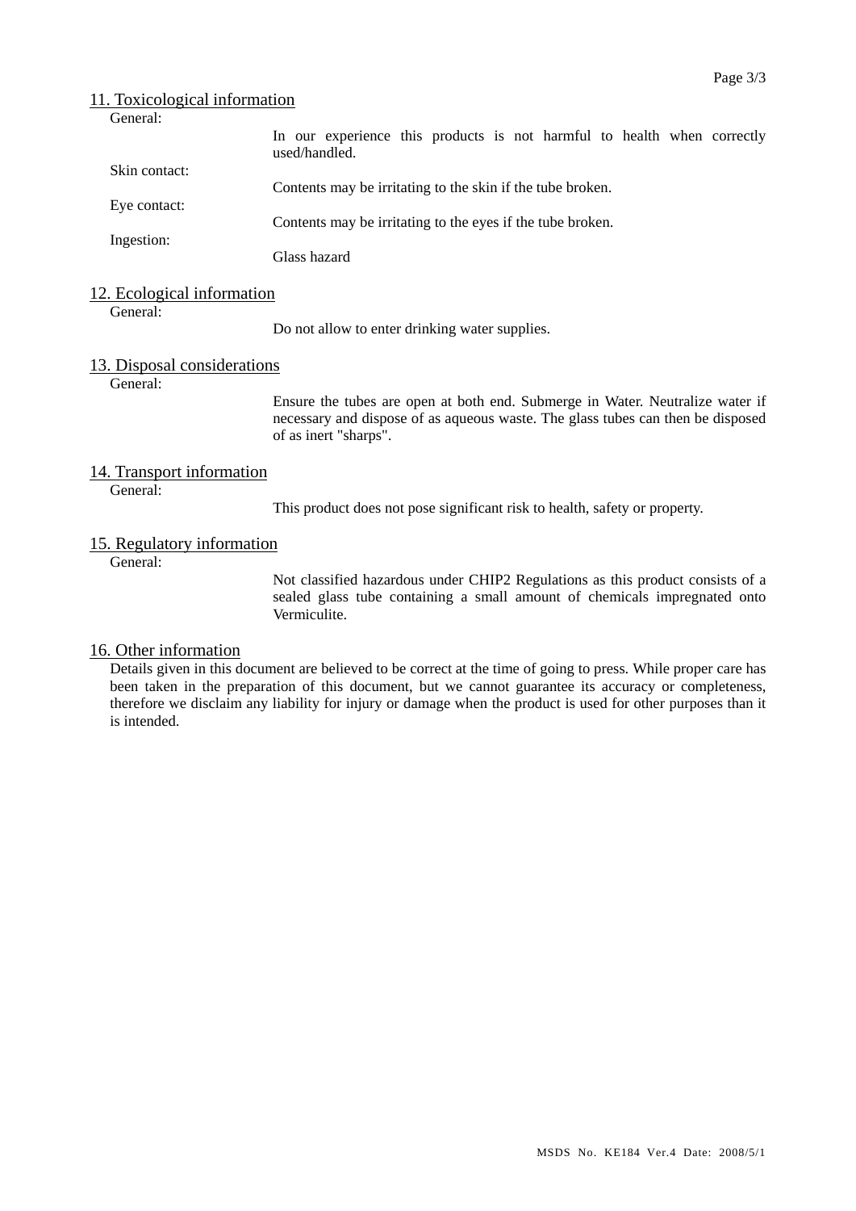## 11. Toxicological information

General:

In our experience this products is not harmful to health when correctly used/handled.

Skin contact:

Contents may be irritating to the skin if the tube broken.

Eye contact:

Contents may be irritating to the eyes if the tube broken.

Ingestion:

Glass hazard

## 12. Ecological information

General:

Do not allow to enter drinking water supplies.

## 13. Disposal considerations

General:

Ensure the tubes are open at both end. Submerge in Water. Neutralize water if necessary and dispose of as aqueous waste. The glass tubes can then be disposed of as inert "sharps".

## 14. Transport information

General:

This product does not pose significant risk to health, safety or property.

## 15. Regulatory information

General:

Not classified hazardous under CHIP2 Regulations as this product consists of a sealed glass tube containing a small amount of chemicals impregnated onto Vermiculite.

## 16. Other information

Details given in this document are believed to be correct at the time of going to press. While proper care has been taken in the preparation of this document, but we cannot guarantee its accuracy or completeness, therefore we disclaim any liability for injury or damage when the product is used for other purposes than it is intended.

MSDS No. KE184 Ver.4 Date: 2008/5/1